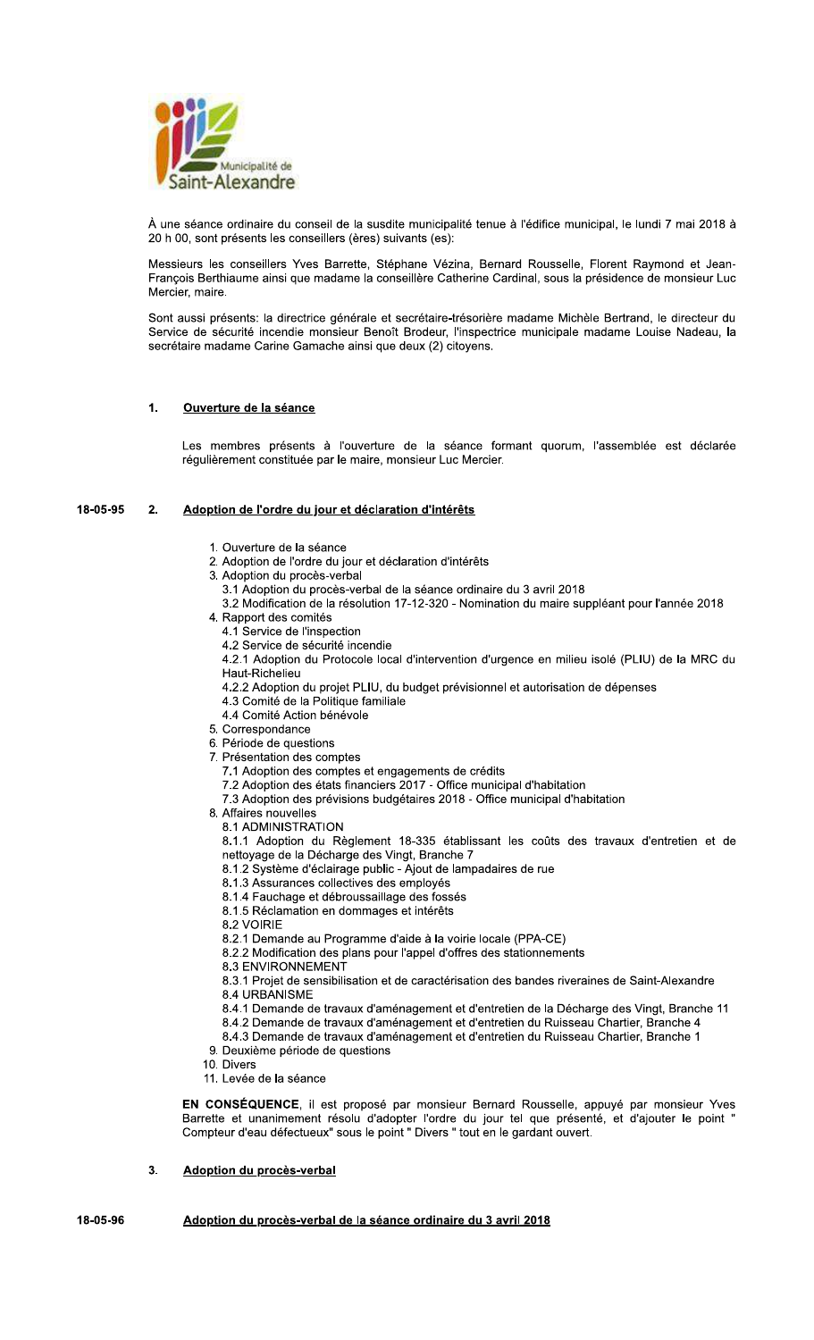Municipalité de Saint-Alexandre

À une séance ordinaire du conseil de la susdite municipalité tenue à l'édifice municipal, le lundi 7 mai 2018 à 20 h 00, sont présents les conseillers (ères) suivants (es):

Messieurs les conseillers Yves Barrette, Stéphane Vézina, Bernard Rousselle, Florent Raymond et Jean-François Berthiaume ainsi que madame la conseillère Catherine Cardinal, sous la présidence de monsieur Luc Mercier, maire.

Sont aussi présents: la directrice générale et secrétaire-trésorière madame Michèle Bertrand, le directeur du Service de sécurité incendie monsieur Benoît Brodeur, l'inspectrice municipale madame Louise Nadeau, la secrétaire madame Carine Gamache ainsi que deux (2) citoyens.

## 1. Ouverture de la séance

Les membres présents à l'ouverture de la séance formant quorum, l'assemblée est déclarée régulièrement constituée par le maire, monsieur Luc Mercier.

## 18-05-95 2. Adoption de l'ordre du jour et déclaration d'intérêts

1. Ouverture de la séance
2. Adoption de l'ordre du jour et déclaration d'intérêts
3. Adoption du procès-verbal
   - 3.1 Adoption du procès-verbal de la séance ordinaire du 3 avril 2018
   - 3.2 Modification de la résolution 17-12-320 - Nomination du maire suppléant pour l'année 2018
4. Rapport des comités
   - 4.1 Service de l'inspection
   - 4.2 Service de sécurité incendie
   - 4.2.1 Adoption du Protocole local d'intervention d'urgence en milieu isolé (PLIU) de la MRC du Haut-Richelieu
   - 4.2.2 Adoption du projet PLIU, du budget prévisionnel et autorisation de dépenses
   - 4.3 Comité de la Politique familiale
   - 4.4 Comité Action bénévole
5. Correspondance
6. Période de questions
7. Présentation des comptes
   - 7.1 Adoption des comptes et engagements de crédits
   - 7.2 Adoption des états financiers 2017 - Office municipal d'habitation
   - 7.3 Adoption des prévisions budgétaires 2018 - Office municipal d'habitation
8. Affaires nouvelles
   - 8.1 ADMINISTRATION
   - 8.1.1 Adoption du Règlement 18-335 établissant les coûts des travaux d'entretien et de nettoyage de la Décharge des Vingt, Branche 7
   - 8.1.2 Système d'éclairage public - Ajout de lampadaires de rue
   - 8.1.3 Assurances collectives des employés
   - 8.1.4 Fauchage et débroussaillage des fossés
   - 8.1.5 Réclamation en dommages et intérêts
   - 8.2 VOIRIE
   - 8.2.1 Demande au Programme d'aide à la voirie locale (PPA-CE)
   - 8.2.2 Modification des plans pour l'appel d'offres des stationnements
   - 8.3 ENVIRONNEMENT
   - 8.3.1 Projet de sensibilisation et de caractérisation des bandes riveraines de Saint-Alexandre
   - 8.4 URBANISME
   - 8.4.1 Demande de travaux d'aménagement et d'entretien de la Décharge des Vingt, Branche 11
   - 8.4.2 Demande de travaux d'aménagement et d'entretien du Ruisseau Chartier, Branche 4
   - 8.4.3 Demande de travaux d'aménagement et d'entretien du Ruisseau Chartier, Branche 1
9. Deuxième période de questions
10. Divers
11. Levée de la séance

**EN CONSÉQUENCE**, il est proposé par monsieur Bernard Rousselle, appuyé par monsieur Yves Barrette et unanimement résolu d'adopter l'ordre du jour tel que présenté, et d'ajouter le point " Compteur d'eau défectueux" sous le point " Divers " tout en le gardant ouvert.

## 3. Adoption du procès-verbal

### 18-05-96 Adoption du procès-verbal de la séance ordinaire du 3 avril 2018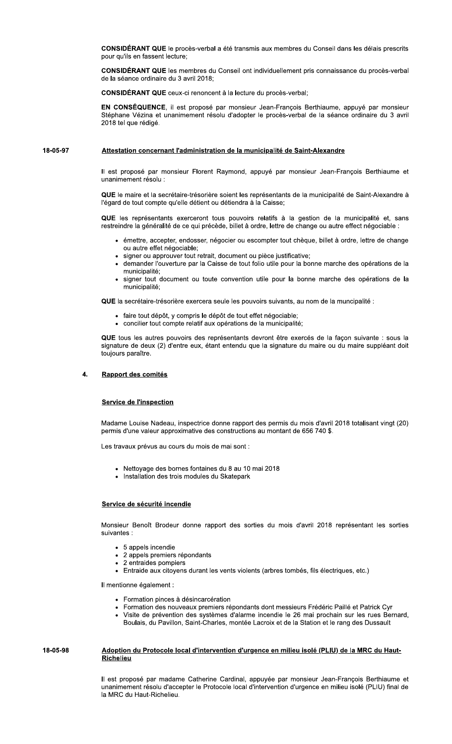**CONSIDÉRANT QUE** le procès-verbal a été transmis aux membres du Conseil dans les délais prescrits pour qu'ils en fassent lecture;

**CONSIDÉRANT QUE** les membres du Conseil ont individuellement pris connaissance du procès-verbal de la séance ordinaire du 3 avril 2018;

**CONSIDÉRANT QUE** ceux-ci renoncent à la lecture du procès-verbal;

**EN CONSÉQUENCE**, il est proposé par monsieur Jean-François Berthiaume, appuyé par monsieur Stéphane Vézina et unanimement résolu d'adopter le procès-verbal de la séance ordinaire du 3 avril 2018 tel que rédigé.

**18-05-97** **Attestation concernant l'administration de la municipalité de Saint-Alexandre**

Il est proposé par monsieur Florent Raymond, appuyé par monsieur Jean-François Berthiaume et unanimement résolu :

**QUE** le maire et la secrétaire-trésorière soient les représentants de la municipalité de Saint-Alexandre à l'égard de tout compte qu'elle détient ou détiendra à la Caisse;

**QUE** les représentants exerceront tous pouvoirs relatifs à la gestion de la municipalité et, sans restreindre la généralité de ce qui précède, billet à ordre, lettre de change ou autre effect négociable :

- émettre, accepter, endosser, négocier ou escompter tout chèque, billet à ordre, lettre de change ou autre effet négociable;
- signer ou approuver tout retrait, document ou pièce justificative;
- demander l'ouverture par la Caisse de tout folio utile pour la bonne marche des opérations de la municipalité;
- signer tout document ou toute convention utile pour la bonne marche des opérations de la municipalité;

**QUE** la secrétaire-trésorière exercera seule les pouvoirs suivants, au nom de la muncipalité :

- faire tout dépôt, y compris le dépôt de tout effet négociable;
- concilier tout compte relatif aux opérations de la municipalité;

**QUE** tous les autres pouvoirs des représentants devront être exercés de la façon suivante : sous la signature de deux (2) d'entre eux, étant entendu que la signature du maire ou du maire suppléant doit toujours paraître.

## 4. Rapport des comités

### Service de l'inspection

Madame Louise Nadeau, inspectrice donne rapport des permis du mois d'avril 2018 totalisant vingt (20) permis d'une valeur approximative des constructions au montant de 656 740 $.

Les travaux prévus au cours du mois de mai sont :

- Nettoyage des bornes fontaines du 8 au 10 mai 2018
- Installation des trois modules du Skatepark

### Service de sécurité incendie

Monsieur Benoît Brodeur donne rapport des sorties du mois d'avril 2018 représentant les sorties suivantes :

- 5 appels incendie
- 2 appels premiers répondants
- 2 entraides pompiers
- Entraide aux citoyens durant les vents violents (arbres tombés, fils électriques, etc.)

Il mentionne également :

- Formation pinces à désincarcération
- Formation des nouveaux premiers répondants dont messieurs Frédéric Paillé et Patrick Cyr
- Visite de prévention des systèmes d'alarme incendie le 26 mai prochain sur les rues Bernard, Boulais, du Pavillon, Saint-Charles, montée Lacroix et de la Station et le rang des Dussault

**18-05-98** **Adoption du Protocole local d'intervention d'urgence en milieu isolé (PLIU) de la MRC du Haut-Richelieu**

Il est proposé par madame Catherine Cardinal, appuyée par monsieur Jean-François Berthiaume et unanimement résolu d'accepter le Protocole local d'intervention d'urgence en milieu isolé (PLIU) final de la MRC du Haut-Richelieu.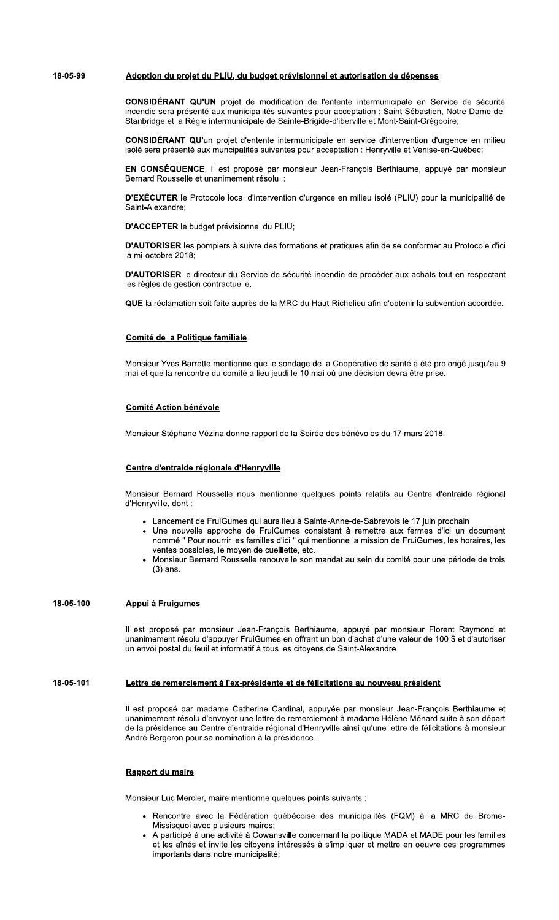**18-05-99** **Adoption du projet du PLIU, du budget prévisionnel et autorisation de dépenses**

**CONSIDÉRANT QU'UN** projet de modification de l'entente intermunicipale en Service de sécurité incendie sera présenté aux municipalités suivantes pour acceptation : Saint-Sébastien, Notre-Dame-de-Stanbridge et la Régie intermunicipale de Sainte-Brigide-d'iberville et Mont-Saint-Grégooire;

**CONSIDÉRANT QU'**un projet d'entente intermunicipale en service d'intervention d'urgence en milieu isolé sera présenté aux muncipalités suivantes pour acceptation : Henryville et Venise-en-Québec;

**EN CONSÉQUENCE**, il est proposé par monsieur Jean-François Berthiaume, appuyé par monsieur Bernard Rousselle et unanimement résolu :

**D'EXÉCUTER** le Protocole local d'intervention d'urgence en milieu isolé (PLIU) pour la municipalité de Saint-Alexandre;

**D'ACCEPTER** le budget prévisionnel du PLIU;

**D'AUTORISER** les pompiers à suivre des formations et pratiques afin de se conformer au Protocole d'ici la mi-octobre 2018;

**D'AUTORISER** le directeur du Service de sécurité incendie de procéder aux achats tout en respectant les règles de gestion contractuelle.

**QUE** la réclamation soit faite auprès de la MRC du Haut-Richelieu afin d'obtenir la subvention accordée.

**Comité de la Politique familiale**

Monsieur Yves Barrette mentionne que le sondage de la Coopérative de santé a été prolongé jusqu'au 9 mai et que la rencontre du comité a lieu jeudi le 10 mai où une décision devra être prise.

**Comité Action bénévole**

Monsieur Stéphane Vézina donne rapport de la Soirée des bénévoles du 17 mars 2018.

**Centre d'entraide régionale d'Henryville**

Monsieur Bernard Rousselle nous mentionne quelques points relatifs au Centre d'entraide régional d'Henryville, dont :

- Lancement de FruiGumes qui aura lieu à Sainte-Anne-de-Sabrevois le 17 juin prochain
- Une nouvelle approche de FruiGumes consistant à remettre aux fermes d'ici un document nommé " Pour nourrir les familles d'ici " qui mentionne la mission de FruiGumes, les horaires, les ventes possibles, le moyen de cueillette, etc.
- Monsieur Bernard Rousselle renouvelle son mandat au sein du comité pour une période de trois (3) ans.

**18-05-100** **Appui à Fruigumes**

Il est proposé par monsieur Jean-François Berthiaume, appuyé par monsieur Florent Raymond et unanimement résolu d'appuyer FruiGumes en offrant un bon d'achat d'une valeur de 100 $ et d'autoriser un envoi postal du feuillet informatif à tous les citoyens de Saint-Alexandre.

**18-05-101** **Lettre de remerciement à l'ex-présidente et de félicitations au nouveau président**

Il est proposé par madame Catherine Cardinal, appuyée par monsieur Jean-François Berthiaume et unanimement résolu d'envoyer une lettre de remerciement à madame Hélène Ménard suite à son départ de la présidence au Centre d'entraide régional d'Henryville ainsi qu'une lettre de félicitations à monsieur André Bergeron pour sa nomination à la présidence.

**Rapport du maire**

Monsieur Luc Mercier, maire mentionne quelques points suivants :

- Rencontre avec la Fédération québécoise des municipalités (FQM) à la MRC de Brome-Missisquoi avec plusieurs maires;
- A participé à une activité à Cowansville concernant la politique MADA et MADE pour les familles et les aînés et invite les citoyens intéressés à s'impliquer et mettre en oeuvre ces programmes importants dans notre municipalité;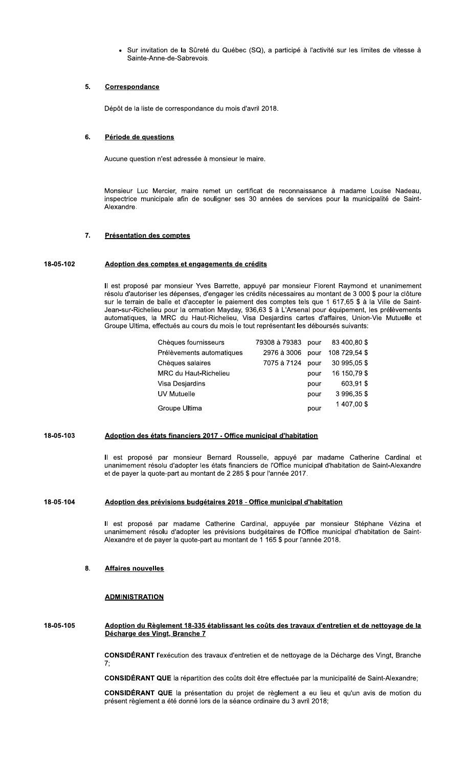- Sur invitation de la Sûreté du Québec (SQ), a participé à l'activité sur les limites de vitesse à Sainte-Anne-de-Sabrevois.

## 5. Correspondance

Dépôt de la liste de correspondance du mois d'avril 2018.

## 6. Période de questions

Aucune question n'est adressée à monsieur le maire.

Monsieur Luc Mercier, maire remet un certificat de reconnaissance à madame Louise Nadeau, inspectrice municipale afin de souligner ses 30 années de services pour la municipalité de Saint-Alexandre.

## 7. Présentation des comptes

### 18-05-102 Adoption des comptes et engagements de crédits

Il est proposé par monsieur Yves Barrette, appuyé par monsieur Florent Raymond et unanimement résolu d'autoriser les dépenses, d'engager les crédits nécessaires au montant de 3 000 $ pour la clôture sur le terrain de balle et d'accepter le paiement des comptes tels que 1 617,65 $ à la Ville de Saint-Jean-sur-Richelieu pour la ormation Mayday, 936,63 $ à L'Arsenal pour équipement, les prélèvements automatiques, la MRC du Haut-Richelieu, Visa Desjardins cartes d'affaires, Union-Vie Mutuelle et Groupe Ultima, effectués au cours du mois le tout représentant les déboursés suivants:

| | | | |
|---|---|---|---|
| Chèques fournisseurs | 79308 à 79383 | pour | 83 400,80 $ |
| Prélèvements automatiques | 2976 à 3006 | pour | 108 729,54 $ |
| Chèques salaires | 7075 à 7124 | pour | 30 995,05 $ |
| MRC du Haut-Richelieu | | pour | 16 150,79 $ |
| Visa Desjardins | | pour | 603,91 $ |
| UV Mutuelle | | pour | 3 996,35 $ |
| Groupe Ultima | | pour | 1 407,00 $ |

### 18-05-103 Adoption des états financiers 2017 - Office municipal d'habitation

Il est proposé par monsieur Bernard Rousselle, appuyé par madame Catherine Cardinal et unanimement résolu d'adopter les états financiers de l'Office municipal d'habitation de Saint-Alexandre et de payer la quote-part au montant de 2 285 $ pour l'année 2017.

### 18-05-104 Adoption des prévisions budgétaires 2018 - Office municipal d'habitation

Il est proposé par madame Catherine Cardinal, appuyée par monsieur Stéphane Vézina et unanimement résolu d'adopter les prévisions budgétaires de l'Office municipal d'habitation de Saint-Alexandre et de payer la quote-part au montant de 1 165 $ pour l'année 2018.

## 8. Affaires nouvelles

### ADMINISTRATION

### 18-05-105 Adoption du Règlement 18-335 établissant les coûts des travaux d'entretien et de nettoyage de la Décharge des Vingt, Branche 7

**CONSIDÉRANT** l'exécution des travaux d'entretien et de nettoyage de la Décharge des Vingt, Branche 7;

**CONSIDÉRANT QUE** la répartition des coûts doit être effectuée par la municipalité de Saint-Alexandre;

**CONSIDÉRANT QUE** la présentation du projet de règlement a eu lieu et qu'un avis de motion du présent règlement a été donné lors de la séance ordinaire du 3 avril 2018;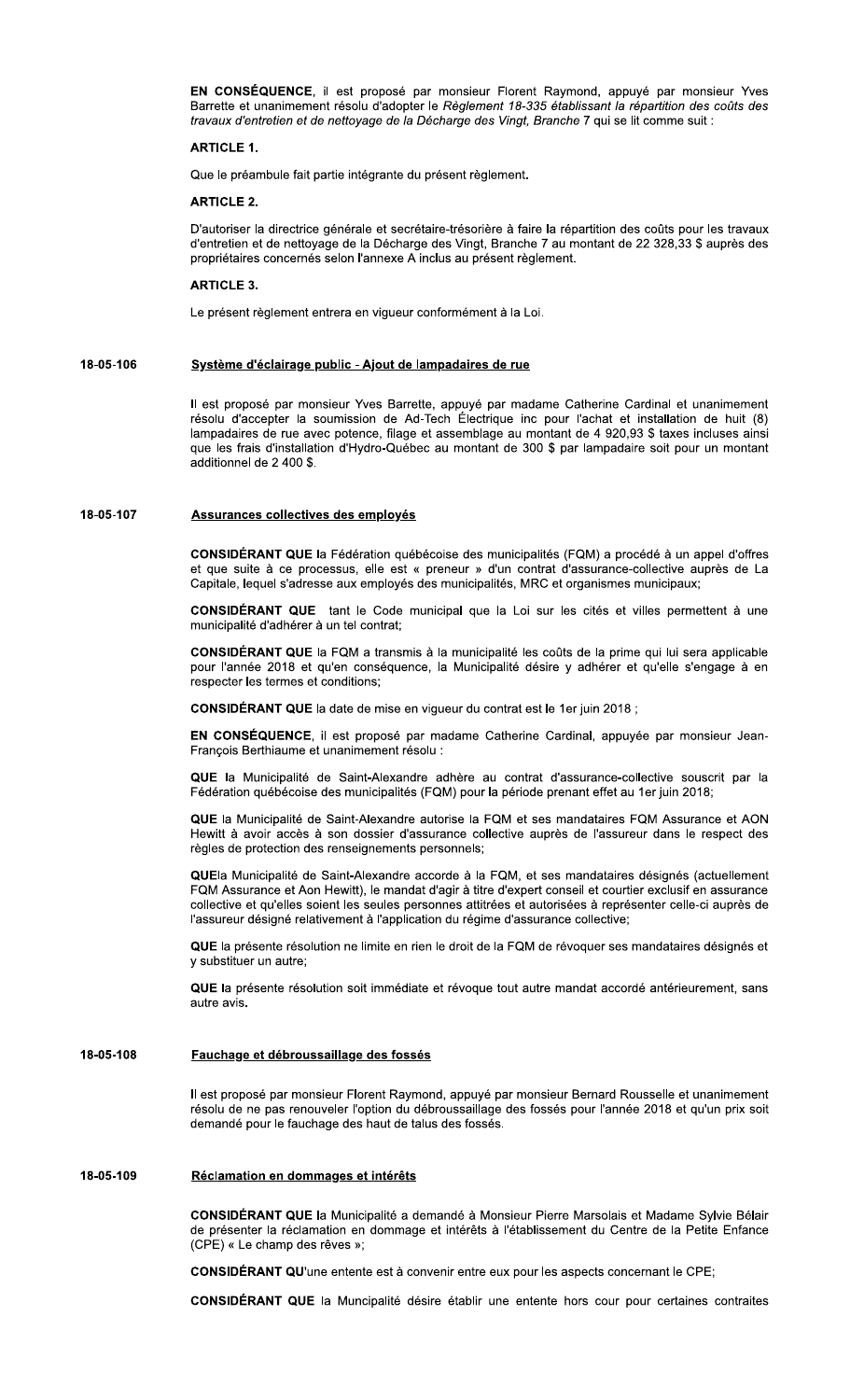**EN CONSÉQUENCE**, il est proposé par monsieur Florent Raymond, appuyé par monsieur Yves Barrette et unanimement résolu d'adopter le *Règlement 18-335 établissant la répartition des coûts des travaux d'entretien et de nettoyage de la Décharge des Vingt, Branche 7* qui se lit comme suit :

**ARTICLE 1.**

Que le préambule fait partie intégrante du présent règlement.

**ARTICLE 2.**

D'autoriser la directrice générale et secrétaire-trésorière à faire la répartition des coûts pour les travaux d'entretien et de nettoyage de la Décharge des Vingt, Branche 7 au montant de 22 328,33 $ auprès des propriétaires concernés selon l'annexe A inclus au présent règlement.

**ARTICLE 3.**

Le présent règlement entrera en vigueur conformément à la Loi.

**18-05-106** **Système d'éclairage public - Ajout de lampadaires de rue**

Il est proposé par monsieur Yves Barrette, appuyé par madame Catherine Cardinal et unanimement résolu d'accepter la soumission de Ad-Tech Électrique inc pour l'achat et installation de huit (8) lampadaires de rue avec potence, filage et assemblage au montant de 4 920,93 $ taxes incluses ainsi que les frais d'installation d'Hydro-Québec au montant de 300 $ par lampadaire soit pour un montant additionnel de 2 400 $.

**18-05-107** **Assurances collectives des employés**

**CONSIDÉRANT QUE** la Fédération québécoise des municipalités (FQM) a procédé à un appel d'offres et que suite à ce processus, elle est « preneur » d'un contrat d'assurance-collective auprès de La Capitale, lequel s'adresse aux employés des municipalités, MRC et organismes municipaux;

**CONSIDÉRANT QUE** tant le Code municipal que la Loi sur les cités et villes permettent à une municipalité d'adhérer à un tel contrat;

**CONSIDÉRANT QUE** la FQM a transmis à la municipalité les coûts de la prime qui lui sera applicable pour l'année 2018 et qu'en conséquence, la Municipalité désire y adhérer et qu'elle s'engage à en respecter les termes et conditions;

**CONSIDÉRANT QUE** la date de mise en vigueur du contrat est le 1er juin 2018 ;

**EN CONSÉQUENCE**, il est proposé par madame Catherine Cardinal, appuyée par monsieur Jean-François Berthiaume et unanimement résolu :

**QUE** la Municipalité de Saint-Alexandre adhère au contrat d'assurance-collective souscrit par la Fédération québécoise des municipalités (FQM) pour la période prenant effet au 1er juin 2018;

**QUE** la Municipalité de Saint-Alexandre autorise la FQM et ses mandataires FQM Assurance et AON Hewitt à avoir accès à son dossier d'assurance collective auprès de l'assureur dans le respect des règles de protection des renseignements personnels;

**QUE**la Municipalité de Saint-Alexandre accorde à la FQM, et ses mandataires désignés (actuellement FQM Assurance et Aon Hewitt), le mandat d'agir à titre d'expert conseil et courtier exclusif en assurance collective et qu'elles soient les seules personnes attitrées et autorisées à représenter celle-ci auprès de l'assureur désigné relativement à l'application du régime d'assurance collective;

**QUE** la présente résolution ne limite en rien le droit de la FQM de révoquer ses mandataires désignés et y substituer un autre;

**QUE** la présente résolution soit immédiate et révoque tout autre mandat accordé antérieurement, sans autre avis.

**18-05-108** **Fauchage et débroussaillage des fossés**

Il est proposé par monsieur Florent Raymond, appuyé par monsieur Bernard Rousselle et unanimement résolu de ne pas renouveler l'option du débroussaillage des fossés pour l'année 2018 et qu'un prix soit demandé pour le fauchage des haut de talus des fossés.

**18-05-109** **Réclamation en dommages et intérêts**

**CONSIDÉRANT QUE** la Municipalité a demandé à Monsieur Pierre Marsolais et Madame Sylvie Bélair de présenter la réclamation en dommage et intérêts à l'établissement du Centre de la Petite Enfance (CPE) « Le champ des rêves »;

**CONSIDÉRANT QU**'une entente est à convenir entre eux pour les aspects concernant le CPE;

**CONSIDÉRANT QUE** la Muncipalité désire établir une entente hors cour pour certaines contraites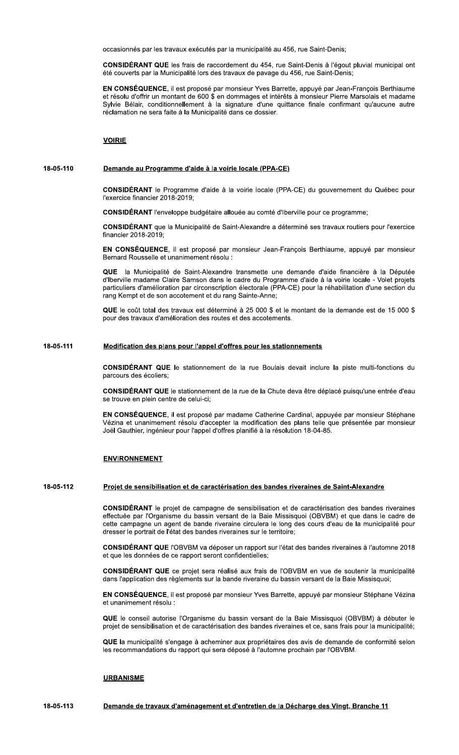occasionnés par les travaux exécutés par la municipalité au 456, rue Saint-Denis;

**CONSIDÉRANT QUE** les frais de raccordement du 454, rue Saint-Denis à l'égout pluvial municipal ont été couverts par la Municipalité lors des travaux de pavage du 456, rue Saint-Denis;

**EN CONSÉQUENCE,** il est proposé par monsieur Yves Barrette, appuyé par Jean-François Berthiaume et résolu d'offrir un montant de 600 $ en dommages et intérêts à monsieur Pierre Marsolais et madame Sylvie Bélair, conditionnellement à la signature d'une quittance finale confirmant qu'aucune autre réclamation ne sera faite à la Municipalité dans ce dossier.

## VOIRIE

### 18-05-110 Demande au Programme d'aide à la voirie locale (PPA-CE)

**CONSIDÉRANT** le Programme d'aide à la voirie locale (PPA-CE) du gouvernement du Québec pour l'exercice financier 2018-2019;

**CONSIDÉRANT** l'enveloppe budgétaire allouée au comté d'Iberville pour ce programme;

**CONSIDÉRANT** que la Municipalité de Saint-Alexandre a déterminé ses travaux routiers pour l'exercice financier 2018-2019;

**EN CONSÉQUENCE,** il est proposé par monsieur Jean-François Berthiaume, appuyé par monsieur Bernard Rousselle et unanimement résolu :

**QUE** la Municipalité de Saint-Alexandre transmette une demande d'aide financière à la Députée d'Iberville madame Claire Samson dans le cadre du Programme d'aide à la voirie locale - Volet projets particuliers d'amélioration par circonscription électorale (PPA-CE) pour la réhabilitation d'une section du rang Kempt et de son accotement et du rang Sainte-Anne;

**QUE** le coût total des travaux est déterminé à 25 000 $ et le montant de la demande est de 15 000 $ pour des travaux d'amélioration des routes et des accotements.

### 18-05-111 Modification des plans pour l'appel d'offres pour les stationnements

**CONSIDÉRANT QUE** le stationnement de la rue Boulais devait inclure la piste multi-fonctions du parcours des écoliers;

**CONSIDÉRANT QUE** le stationnement de la rue de la Chute deva être déplacé puisqu'une entrée d'eau se trouve en plein centre de celui-ci;

**EN CONSÉQUENCE,** il est proposé par madame Catherine Cardinal, appuyée par monsieur Stéphane Vézina et unanimement résolu d'accepter la modification des plans telle que présentée par monsieur Joël Gauthier, ingénieur pour l'appel d'offres planifié à la résolution 18-04-85.

## ENVIRONNEMENT

### 18-05-112 Projet de sensibilisation et de caractérisation des bandes riveraines de Saint-Alexandre

**CONSIDÉRANT** le projet de campagne de sensibilisation et de caractérisation des bandes riveraines effectuée par l'Organisme du bassin versant de la Baie Missisquoi (OBVBM) et que dans le cadre de cette campagne un agent de bande riveraine circulera le long des cours d'eau de la municipalité pour dresser le portrait de l'état des bandes riveraines sur le territoire;

**CONSIDÉRANT QUE** l'OBVBM va déposer un rapport sur l'état des bandes riveraines à l'automne 2018 et que les données de ce rapport seront confidentielles;

**CONSIDÉRANT QUE** ce projet sera réalisé aux frais de l'OBVBM en vue de soutenir la municipalité dans l'application des règlements sur la bande riveraine du bassin versant de la Baie Missisquoi;

**EN CONSÉQUENCE,** il est proposé par monsieur Yves Barrette, appuyé par monsieur Stéphane Vézina et unanimement résolu :

**QUE** le conseil autorise l'Organisme du bassin versant de la Baie Missisquoi (OBVBM) à débuter le projet de sensibilisation et de caractérisation des bandes riveraines et ce, sans frais pour la municipalité;

**QUE** la municipalité s'engage à acheminer aux propriétaires des avis de demande de conformité selon les recommandations du rapport qui sera déposé à l'automne prochain par l'OBVBM.

## URBANISME

### 18-05-113 Demande de travaux d'aménagement et d'entretien de la Décharge des Vingt, Branche 11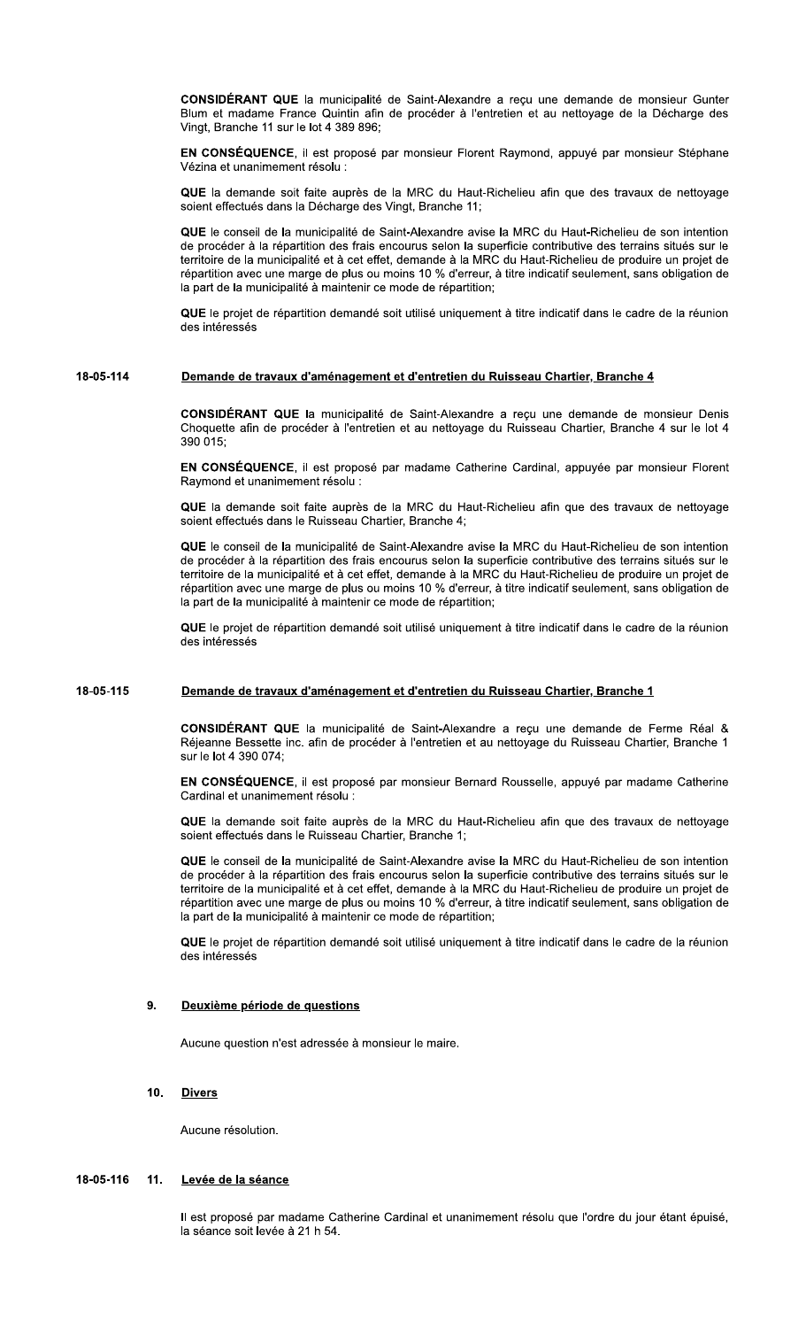**CONSIDÉRANT QUE** la municipalité de Saint-Alexandre a reçu une demande de monsieur Gunter Blum et madame France Quintin afin de procéder à l'entretien et au nettoyage de la Décharge des Vingt, Branche 11 sur le lot 4 389 896;

**EN CONSÉQUENCE**, il est proposé par monsieur Florent Raymond, appuyé par monsieur Stéphane Vézina et unanimement résolu :

**QUE** la demande soit faite auprès de la MRC du Haut-Richelieu afin que des travaux de nettoyage soient effectués dans la Décharge des Vingt, Branche 11;

**QUE** le conseil de la municipalité de Saint-Alexandre avise la MRC du Haut-Richelieu de son intention de procéder à la répartition des frais encourus selon la superficie contributive des terrains situés sur le territoire de la municipalité et à cet effet, demande à la MRC du Haut-Richelieu de produire un projet de répartition avec une marge de plus ou moins 10 % d'erreur, à titre indicatif seulement, sans obligation de la part de la municipalité à maintenir ce mode de répartition;

**QUE** le projet de répartition demandé soit utilisé uniquement à titre indicatif dans le cadre de la réunion des intéressés

**18-05-114** **Demande de travaux d'aménagement et d'entretien du Ruisseau Chartier, Branche 4**

**CONSIDÉRANT QUE** la municipalité de Saint-Alexandre a reçu une demande de monsieur Denis Choquette afin de procéder à l'entretien et au nettoyage du Ruisseau Chartier, Branche 4 sur le lot 4 390 015;

**EN CONSÉQUENCE**, il est proposé par madame Catherine Cardinal, appuyée par monsieur Florent Raymond et unanimement résolu :

**QUE** la demande soit faite auprès de la MRC du Haut-Richelieu afin que des travaux de nettoyage soient effectués dans le Ruisseau Chartier, Branche 4;

**QUE** le conseil de la municipalité de Saint-Alexandre avise la MRC du Haut-Richelieu de son intention de procéder à la répartition des frais encourus selon la superficie contributive des terrains situés sur le territoire de la municipalité et à cet effet, demande à la MRC du Haut-Richelieu de produire un projet de répartition avec une marge de plus ou moins 10 % d'erreur, à titre indicatif seulement, sans obligation de la part de la municipalité à maintenir ce mode de répartition;

**QUE** le projet de répartition demandé soit utilisé uniquement à titre indicatif dans le cadre de la réunion des intéressés

**18-05-115** **Demande de travaux d'aménagement et d'entretien du Ruisseau Chartier, Branche 1**

**CONSIDÉRANT QUE** la municipalité de Saint-Alexandre a reçu une demande de Ferme Réal & Réjeanne Bessette inc. afin de procéder à l'entretien et au nettoyage du Ruisseau Chartier, Branche 1 sur le lot 4 390 074;

**EN CONSÉQUENCE**, il est proposé par monsieur Bernard Rousselle, appuyé par madame Catherine Cardinal et unanimement résolu :

**QUE** la demande soit faite auprès de la MRC du Haut-Richelieu afin que des travaux de nettoyage soient effectués dans le Ruisseau Chartier, Branche 1;

**QUE** le conseil de la municipalité de Saint-Alexandre avise la MRC du Haut-Richelieu de son intention de procéder à la répartition des frais encourus selon la superficie contributive des terrains situés sur le territoire de la municipalité et à cet effet, demande à la MRC du Haut-Richelieu de produire un projet de répartition avec une marge de plus ou moins 10 % d'erreur, à titre indicatif seulement, sans obligation de la part de la municipalité à maintenir ce mode de répartition;

**QUE** le projet de répartition demandé soit utilisé uniquement à titre indicatif dans le cadre de la réunion des intéressés

**9.** **Deuxième période de questions**

Aucune question n'est adressée à monsieur le maire.

**10.** **Divers**

Aucune résolution.

**18-05-116** **11.** **Levée de la séance**

Il est proposé par madame Catherine Cardinal et unanimement résolu que l'ordre du jour étant épuisé, la séance soit levée à 21 h 54.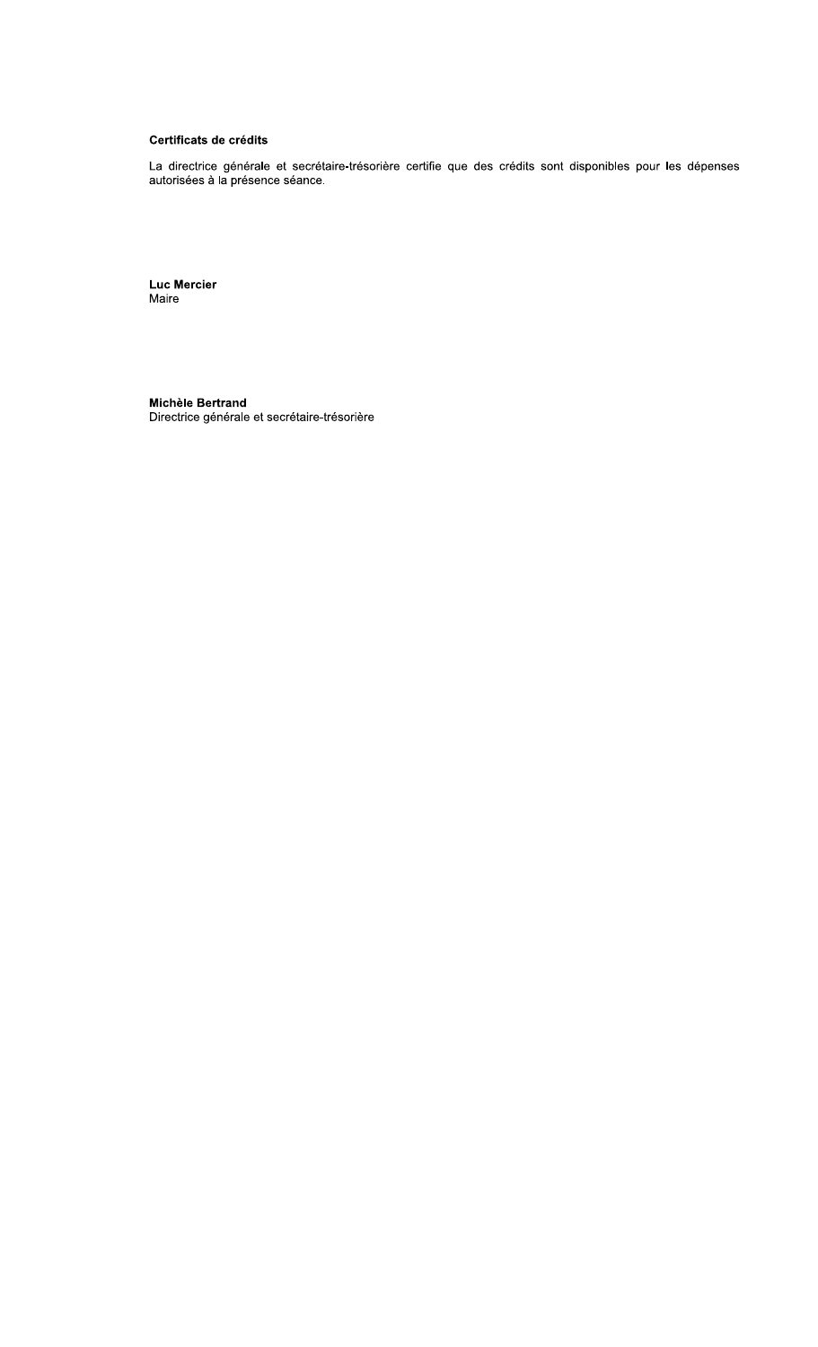**Certificats de crédits**

La directrice générale et secrétaire-trésorière certifie que des crédits sont disponibles pour les dépenses autorisées à la présence séance.

**Luc Mercier**
Maire

**Michèle Bertrand**
Directrice générale et secrétaire-trésorière